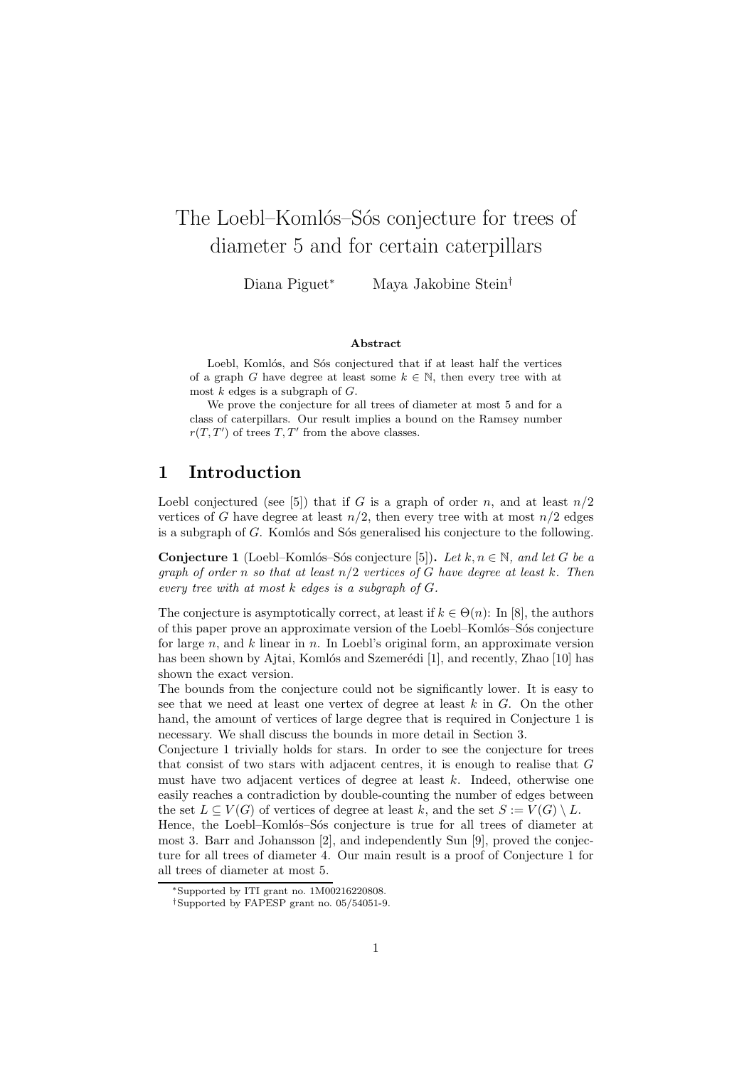# The Loebl–Komlós–Sós conjecture for trees of diameter 5 and for certain caterpillars

Diana Piguet[*] Maya Jakobine Stein[†]

### Abstract

Loebl, Komlós, and Sós conjectured that if at least half the vertices of a graph $G$ have degree at least some $k \in \mathbb{N}$, then every tree with at most $k$ edges is a subgraph of $G$.

We prove the conjecture for all trees of diameter at most 5 and for a class of caterpillars. Our result implies a bound on the Ramsey number $r(T, T')$ of trees $T, T'$ from the above classes.

## 1 Introduction

Loebl conjectured (see [5]) that if $G$ is a graph of order $n$, and at least $n/2$ vertices of $G$ have degree at least $n/2$, then every tree with at most $n/2$ edges is a subgraph of $G$. Komlós and Sós generalised his conjecture to the following.

**Conjecture 1** (Loebl–Komlós–Sós conjecture [5])**.** *Let $k, n \in \mathbb{N}$, and let $G$ be a graph of order $n$ so that at least $n/2$ vertices of $G$ have degree at least $k$. Then every tree with at most $k$ edges is a subgraph of $G$.*

The conjecture is asymptotically correct, at least if $k \in \Theta(n)$: In [8], the authors of this paper prove an approximate version of the Loebl–Komlós–Sós conjecture for large $n$, and $k$ linear in $n$. In Loebl's original form, an approximate version has been shown by Ajtai, Komlós and Szemerédi [1], and recently, Zhao [10] has shown the exact version.

The bounds from the conjecture could not be significantly lower. It is easy to see that we need at least one vertex of degree at least $k$ in $G$. On the other hand, the amount of vertices of large degree that is required in Conjecture 1 is necessary. We shall discuss the bounds in more detail in Section 3.

Conjecture 1 trivially holds for stars. In order to see the conjecture for trees that consist of two stars with adjacent centres, it is enough to realise that $G$ must have two adjacent vertices of degree at least $k$. Indeed, otherwise one easily reaches a contradiction by double-counting the number of edges between the set $L \subseteq V(G)$ of vertices of degree at least $k$, and the set $S := V(G) \setminus L$.

Hence, the Loebl–Komlós–Sós conjecture is true for all trees of diameter at most 3. Barr and Johansson [2], and independently Sun [9], proved the conjecture for all trees of diameter 4. Our main result is a proof of Conjecture 1 for all trees of diameter at most 5.

[*] Supported by ITI grant no. 1M00216220808.

[†] Supported by FAPESP grant no. 05/54051-9.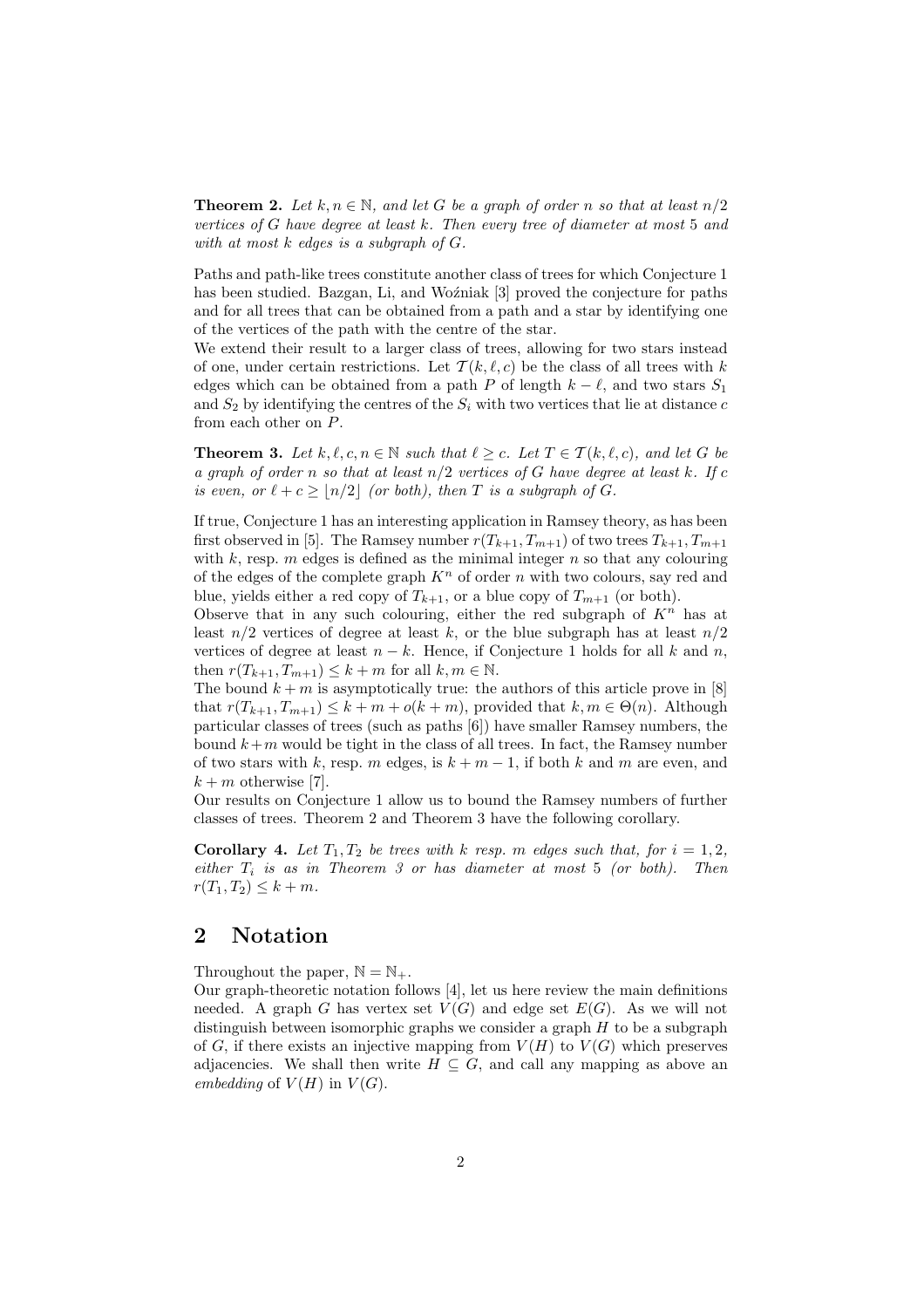**Theorem 2.** *Let $k, n \in \mathbb{N}$, and let $G$ be a graph of order $n$ so that at least $n/2$ vertices of $G$ have degree at least $k$. Then every tree of diameter at most 5 and with at most $k$ edges is a subgraph of $G$.*

Paths and path-like trees constitute another class of trees for which Conjecture 1 has been studied. Bazgan, Li, and Woźniak [3] proved the conjecture for paths and for all trees that can be obtained from a path and a star by identifying one of the vertices of the path with the centre of the star.

We extend their result to a larger class of trees, allowing for two stars instead of one, under certain restrictions. Let $\mathcal{T}(k, \ell, c)$ be the class of all trees with $k$ edges which can be obtained from a path $P$ of length $k - \ell$, and two stars $S_1$ and $S_2$ by identifying the centres of the $S_i$ with two vertices that lie at distance $c$ from each other on $P$.

**Theorem 3.** *Let $k, \ell, c, n \in \mathbb{N}$ such that $\ell \geq c$. Let $T \in \mathcal{T}(k, \ell, c)$, and let $G$ be a graph of order $n$ so that at least $n/2$ vertices of $G$ have degree at least $k$. If $c$ is even, or $\ell + c \geq \lfloor n/2 \rfloor$ (or both), then $T$ is a subgraph of $G$.*

If true, Conjecture 1 has an interesting application in Ramsey theory, as has been first observed in [5]. The Ramsey number $r(T_{k+1}, T_{m+1})$ of two trees $T_{k+1}, T_{m+1}$ with $k$, resp. $m$ edges is defined as the minimal integer $n$ so that any colouring of the edges of the complete graph $K^n$ of order $n$ with two colours, say red and blue, yields either a red copy of $T_{k+1}$, or a blue copy of $T_{m+1}$ (or both).

Observe that in any such colouring, either the red subgraph of $K^n$ has at least $n/2$ vertices of degree at least $k$, or the blue subgraph has at least $n/2$ vertices of degree at least $n - k$. Hence, if Conjecture 1 holds for all $k$ and $n$, then $r(T_{k+1}, T_{m+1}) \leq k + m$ for all $k, m \in \mathbb{N}$.

The bound $k+m$ is asymptotically true: the authors of this article prove in [8] that $r(T_{k+1}, T_{m+1}) \leq k + m + o(k + m)$, provided that $k, m \in \Theta(n)$. Although particular classes of trees (such as paths [6]) have smaller Ramsey numbers, the bound $k+m$ would be tight in the class of all trees. In fact, the Ramsey number of two stars with $k$, resp. $m$ edges, is $k + m - 1$, if both $k$ and $m$ are even, and $k + m$ otherwise [7].

Our results on Conjecture 1 allow us to bound the Ramsey numbers of further classes of trees. Theorem 2 and Theorem 3 have the following corollary.

**Corollary 4.** *Let $T_1, T_2$ be trees with $k$ resp. $m$ edges such that, for $i = 1, 2$, either $T_i$ is as in Theorem 3 or has diameter at most 5 (or both). Then $r(T_1, T_2) \leq k + m$.*

## 2 Notation

Throughout the paper, $\mathbb{N} = \mathbb{N}_+$.

Our graph-theoretic notation follows [4], let us here review the main definitions needed. A graph $G$ has vertex set $V(G)$ and edge set $E(G)$. As we will not distinguish between isomorphic graphs we consider a graph $H$ to be a subgraph of $G$, if there exists an injective mapping from $V(H)$ to $V(G)$ which preserves adjacencies. We shall then write $H \subseteq G$, and call any mapping as above an *embedding* of $V(H)$ in $V(G)$.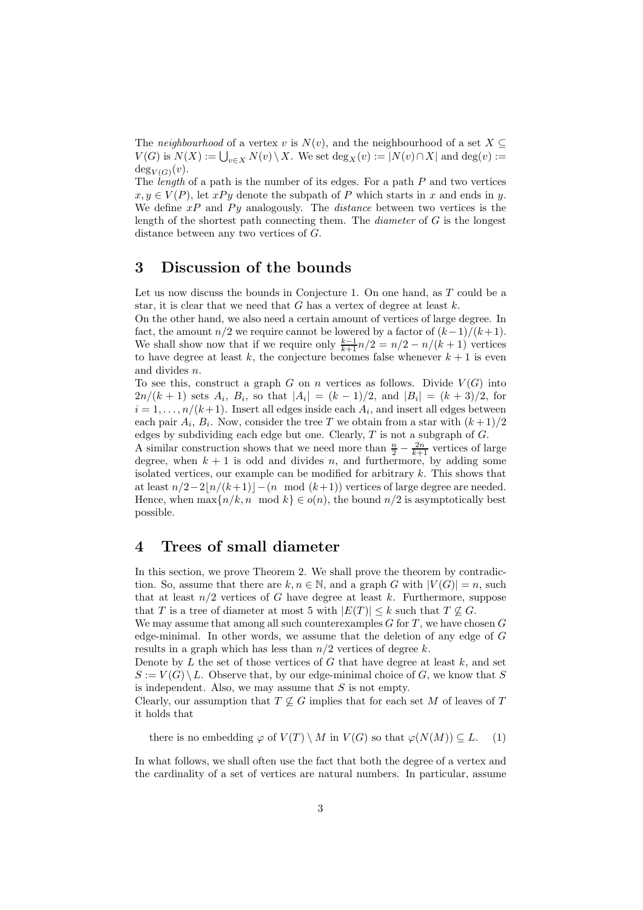The *neighbourhood* of a vertex $v$ is $N(v)$, and the neighbourhood of a set $X \subseteq V(G)$ is $N(X) := \bigcup_{v \in X} N(v) \setminus X$. We set $\deg_X(v) := |N(v) \cap X|$ and $\deg(v) := \deg_{V(G)}(v)$.

The *length* of a path is the number of its edges. For a path $P$ and two vertices $x, y \in V(P)$, let $xPy$ denote the subpath of $P$ which starts in $x$ and ends in $y$. We define $xP$ and $Py$ analogously. The *distance* between two vertices is the length of the shortest path connecting them. The *diameter* of $G$ is the longest distance between any two vertices of $G$.

## 3 Discussion of the bounds

Let us now discuss the bounds in Conjecture 1. On one hand, as $T$ could be a star, it is clear that we need that $G$ has a vertex of degree at least $k$.

On the other hand, we also need a certain amount of vertices of large degree. In fact, the amount $n/2$ we require cannot be lowered by a factor of $(k-1)/(k+1)$. We shall show now that if we require only $\frac{k-1}{k+1}n/2 = n/2 - n/(k+1)$ vertices to have degree at least $k$, the conjecture becomes false whenever $k+1$ is even and divides $n$.

To see this, construct a graph $G$ on $n$ vertices as follows. Divide $V(G)$ into $2n/(k+1)$ sets $A_i$, $B_i$, so that $|A_i| = (k-1)/2$, and $|B_i| = (k+3)/2$, for $i = 1, \ldots, n/(k+1)$. Insert all edges inside each $A_i$, and insert all edges between each pair $A_i$, $B_i$. Now, consider the tree $T$ we obtain from a star with $(k+1)/2$ edges by subdividing each edge but one. Clearly, $T$ is not a subgraph of $G$.

A similar construction shows that we need more than $\frac{n}{2} - \frac{2n}{k+1}$ vertices of large degree, when $k+1$ is odd and divides $n$, and furthermore, by adding some isolated vertices, our example can be modified for arbitrary $k$. This shows that at least $n/2 - 2\lfloor n/(k+1) \rfloor - (n \mod (k+1))$ vertices of large degree are needed. Hence, when $\max\{n/k, n \mod k\} \in o(n)$, the bound $n/2$ is asymptotically best possible.

## 4 Trees of small diameter

In this section, we prove Theorem 2. We shall prove the theorem by contradiction. So, assume that there are $k, n \in \mathbb{N}$, and a graph $G$ with $|V(G)| = n$, such that at least $n/2$ vertices of $G$ have degree at least $k$. Furthermore, suppose that $T$ is a tree of diameter at most 5 with $|E(T)| \leq k$ such that $T \not\subseteq G$.

We may assume that among all such counterexamples $G$ for $T$, we have chosen $G$ edge-minimal. In other words, we assume that the deletion of any edge of $G$ results in a graph which has less than $n/2$ vertices of degree $k$.

Denote by $L$ the set of those vertices of $G$ that have degree at least $k$, and set $S := V(G) \setminus L$. Observe that, by our edge-minimal choice of $G$, we know that $S$ is independent. Also, we may assume that $S$ is not empty.

Clearly, our assumption that $T \not\subseteq G$ implies that for each set $M$ of leaves of $T$ it holds that

$$\text{there is no embedding } \varphi \text{ of } V(T) \setminus M \text{ in } V(G) \text{ so that } \varphi(N(M)) \subseteq L. \quad (1)$$

In what follows, we shall often use the fact that both the degree of a vertex and the cardinality of a set of vertices are natural numbers. In particular, assume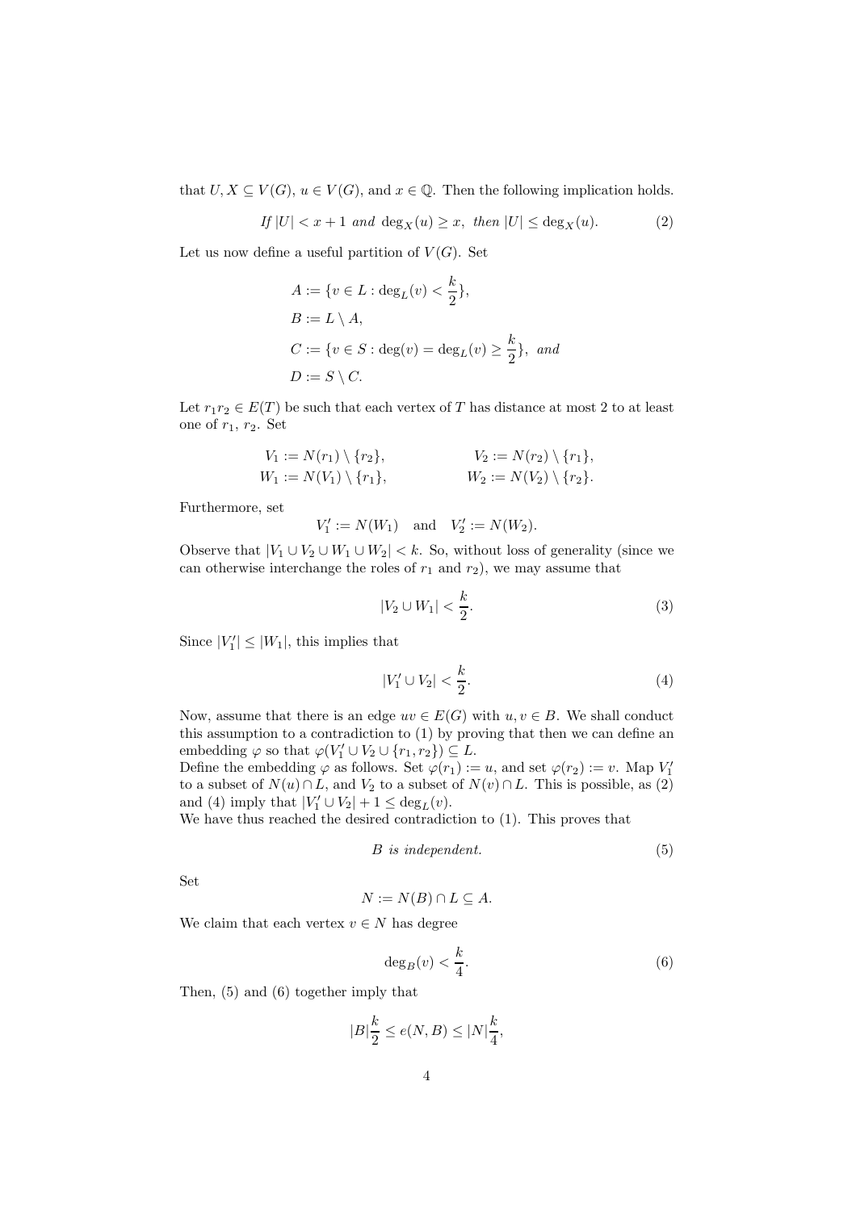that $U, X \subseteq V(G)$, $u \in V(G)$, and $x \in \mathbb{Q}$. Then the following implication holds.

$$\textit{If } |U| < x + 1 \textit{ and } \deg_X(u) \geq x, \textit{ then } |U| \leq \deg_X(u). \tag{2}$$

Let us now define a useful partition of $V(G)$. Set

$$
\begin{aligned}
A &:= \{v \in L : \deg_L(v) < \frac{k}{2}\},\\
B &:= L \setminus A,\\
C &:= \{v \in S : \deg(v) = \deg_L(v) \geq \frac{k}{2}\}, \textit{ and}\\
D &:= S \setminus C.
\end{aligned}
$$

Let $r_1 r_2 \in E(T)$ be such that each vertex of $T$ has distance at most 2 to at least one of $r_1$, $r_2$. Set

$$
\begin{aligned}
V_1 &:= N(r_1) \setminus \{r_2\}, & V_2 &:= N(r_2) \setminus \{r_1\},\\
W_1 &:= N(V_1) \setminus \{r_1\}, & W_2 &:= N(V_2) \setminus \{r_2\}.
\end{aligned}
$$

Furthermore, set

$$V_1' := N(W_1) \quad \text{and} \quad V_2' := N(W_2).$$

Observe that $|V_1 \cup V_2 \cup W_1 \cup W_2| < k$. So, without loss of generality (since we can otherwise interchange the roles of $r_1$ and $r_2$), we may assume that

$$|V_2 \cup W_1| < \frac{k}{2}. \tag{3}$$

Since $|V_1'| \leq |W_1|$, this implies that

$$|V_1' \cup V_2| < \frac{k}{2}. \tag{4}$$

Now, assume that there is an edge $uv \in E(G)$ with $u, v \in B$. We shall conduct this assumption to a contradiction to (1) by proving that then we can define an embedding $\varphi$ so that $\varphi(V_1' \cup V_2 \cup \{r_1, r_2\}) \subseteq L$.
Define the embedding $\varphi$ as follows. Set $\varphi(r_1) := u$, and set $\varphi(r_2) := v$. Map $V_1'$ to a subset of $N(u) \cap L$, and $V_2$ to a subset of $N(v) \cap L$. This is possible, as (2) and (4) imply that $|V_1' \cup V_2| + 1 \leq \deg_L(v)$.
We have thus reached the desired contradiction to (1). This proves that

$$B \textit{ is independent.} \tag{5}$$

Set

$$N := N(B) \cap L \subseteq A.$$

We claim that each vertex $v \in N$ has degree

$$\deg_B(v) < \frac{k}{4}. \tag{6}$$

Then, (5) and (6) together imply that

$$|B|\frac{k}{2} \leq e(N, B) \leq |N|\frac{k}{4},$$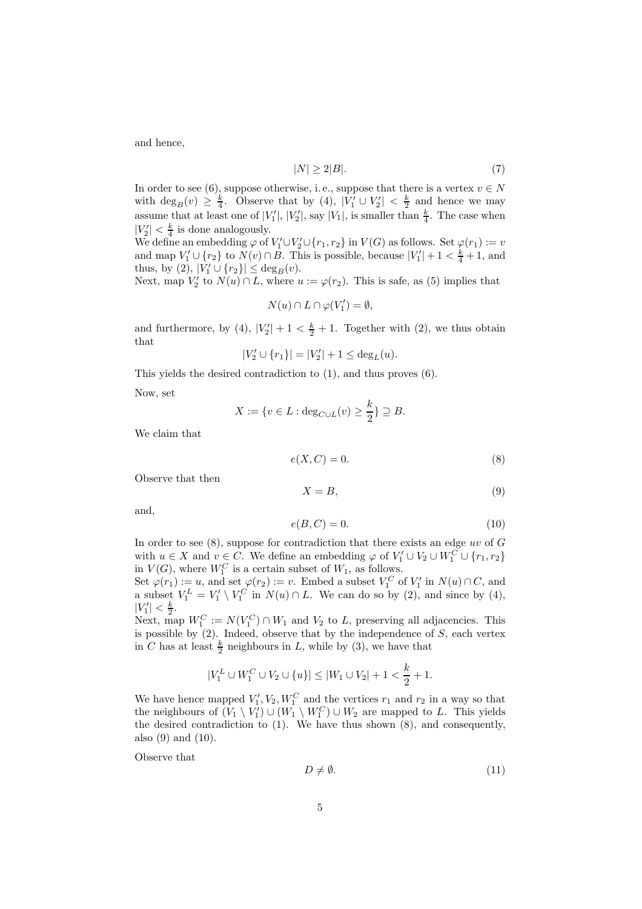and hence,

$$|N| \geq 2|B|. \tag{7}$$

In order to see (6), suppose otherwise, i. e., suppose that there is a vertex $v \in N$ with $\deg_B(v) \geq \frac{k}{4}$. Observe that by (4), $|V_1' \cup V_2'| < \frac{k}{2}$ and hence we may assume that at least one of $|V_1'|$, $|V_2'|$, say $|V_1|$, is smaller than $\frac{k}{4}$. The case when $|V_2'| < \frac{k}{4}$ is done analogously.

We define an embedding $\varphi$ of $V_1' \cup V_2' \cup \{r_1, r_2\}$ in $V(G)$ as follows. Set $\varphi(r_1) := v$ and map $V_1' \cup \{r_2\}$ to $N(v) \cap B$. This is possible, because $|V_1'| + 1 < \frac{k}{4} + 1$, and thus, by (2), $|V_1' \cup \{r_2\}| \leq \deg_B(v)$.

Next, map $V_2'$ to $N(u) \cap L$, where $u := \varphi(r_2)$. This is safe, as (5) implies that

$$N(u) \cap L \cap \varphi(V_1') = \emptyset,$$

and furthermore, by (4), $|V_2'| + 1 < \frac{k}{2} + 1$. Together with (2), we thus obtain that

$$|V_2' \cup \{r_1\}| = |V_2'| + 1 \leq \deg_L(u).$$

This yields the desired contradiction to (1), and thus proves (6).

Now, set

$$X := \{v \in L : \deg_{C \cup L}(v) \geq \frac{k}{2}\} \supseteq B.$$

We claim that

$$e(X, C) = 0. \tag{8}$$

Observe that then

$$X = B, \tag{9}$$

and,

$$e(B, C) = 0. \tag{10}$$

In order to see (8), suppose for contradiction that there exists an edge $uv$ of $G$ with $u \in X$ and $v \in C$. We define an embedding $\varphi$ of $V_1' \cup V_2 \cup W_1^C \cup \{r_1, r_2\}$ in $V(G)$, where $W_1^C$ is a certain subset of $W_1$, as follows.

Set $\varphi(r_1) := u$, and set $\varphi(r_2) := v$. Embed a subset $V_1^C$ of $V_1'$ in $N(u) \cap C$, and a subset $V_1^L = V_1' \setminus V_1^C$ in $N(u) \cap L$. We can do so by (2), and since by (4), $|V_1'| < \frac{k}{2}$.

Next, map $W_1^C := N(V_1^C) \cap W_1$ and $V_2$ to $L$, preserving all adjacencies. This is possible by (2). Indeed, observe that by the independence of $S$, each vertex in $C$ has at least $\frac{k}{2}$ neighbours in $L$, while by (3), we have that

$$|V_1^L \cup W_1^C \cup V_2 \cup \{u\}| \leq |W_1 \cup V_2| + 1 < \frac{k}{2} + 1.$$

We have hence mapped $V_1', V_2, W_1^C$ and the vertices $r_1$ and $r_2$ in a way so that the neighbours of $(V_1 \setminus V_1') \cup (W_1 \setminus W_1^C) \cup W_2$ are mapped to $L$. This yields the desired contradiction to (1). We have thus shown (8), and consequently, also (9) and (10).

Observe that

$$D \neq \emptyset. \tag{11}$$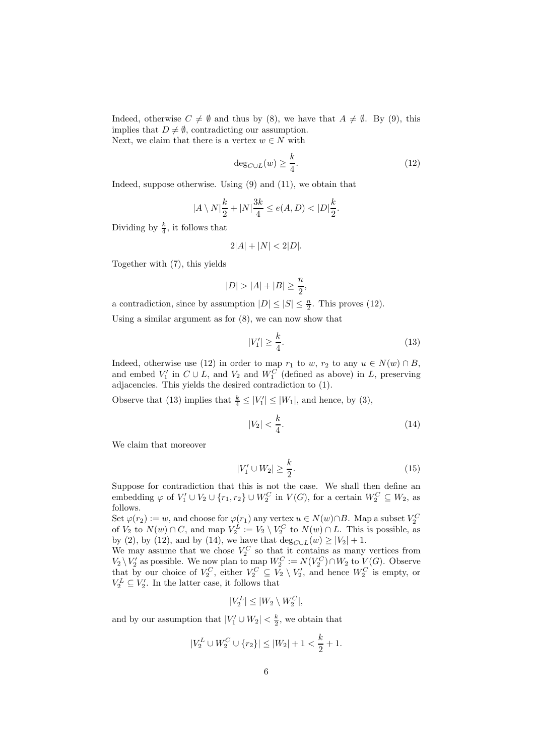Indeed, otherwise $C \neq \emptyset$ and thus by (8), we have that $A \neq \emptyset$. By (9), this implies that $D \neq \emptyset$, contradicting our assumption.
Next, we claim that there is a vertex $w \in N$ with

$$\deg_{C \cup L}(w) \geq \frac{k}{4}. \tag{12}$$

Indeed, suppose otherwise. Using (9) and (11), we obtain that

$$|A \setminus N|\frac{k}{2} + |N|\frac{3k}{4} \leq e(A, D) < |D|\frac{k}{2}.$$

Dividing by $\frac{k}{4}$, it follows that

$$2|A| + |N| < 2|D|.$$

Together with (7), this yields

$$|D| > |A| + |B| \geq \frac{n}{2},$$

a contradiction, since by assumption $|D| \leq |S| \leq \frac{n}{2}$. This proves (12).

Using a similar argument as for (8), we can now show that

$$|V_1'| \geq \frac{k}{4}. \tag{13}$$

Indeed, otherwise use (12) in order to map $r_1$ to $w$, $r_2$ to any $u \in N(w) \cap B$, and embed $V_1'$ in $C \cup L$, and $V_2$ and $W_1^C$ (defined as above) in $L$, preserving adjacencies. This yields the desired contradiction to (1).

Observe that (13) implies that $\frac{k}{4} \leq |V_1'| \leq |W_1|$, and hence, by (3),

$$|V_2| < \frac{k}{4}. \tag{14}$$

We claim that moreover

$$|V_1' \cup W_2| \geq \frac{k}{2}. \tag{15}$$

Suppose for contradiction that this is not the case. We shall then define an embedding $\varphi$ of $V_1' \cup V_2 \cup \{r_1, r_2\} \cup W_2^C$ in $V(G)$, for a certain $W_2^C \subseteq W_2$, as follows.

Set $\varphi(r_2) := w$, and choose for $\varphi(r_1)$ any vertex $u \in N(w) \cap B$. Map a subset $V_2^C$ of $V_2$ to $N(w) \cap C$, and map $V_2^L := V_2 \setminus V_2^C$ to $N(w) \cap L$. This is possible, as by (2), by (12), and by (14), we have that $\deg_{C \cup L}(w) \geq |V_2| + 1$.

We may assume that we chose $V_2^C$ so that it contains as many vertices from $V_2 \setminus V_2'$ as possible. We now plan to map $W_2^C := N(V_2^C) \cap W_2$ to $V(G)$. Observe that by our choice of $V_2^C$, either $V_2^C \subseteq V_2 \setminus V_2'$, and hence $W_2^C$ is empty, or $V_2^L \subseteq V_2'$. In the latter case, it follows that

$$|V_2^L| \leq |W_2 \setminus W_2^C|,$$

and by our assumption that $|V_1' \cup W_2| < \frac{k}{2}$, we obtain that

$$|V_2^L \cup W_2^C \cup \{r_2\}| \leq |W_2| + 1 < \frac{k}{2} + 1.$$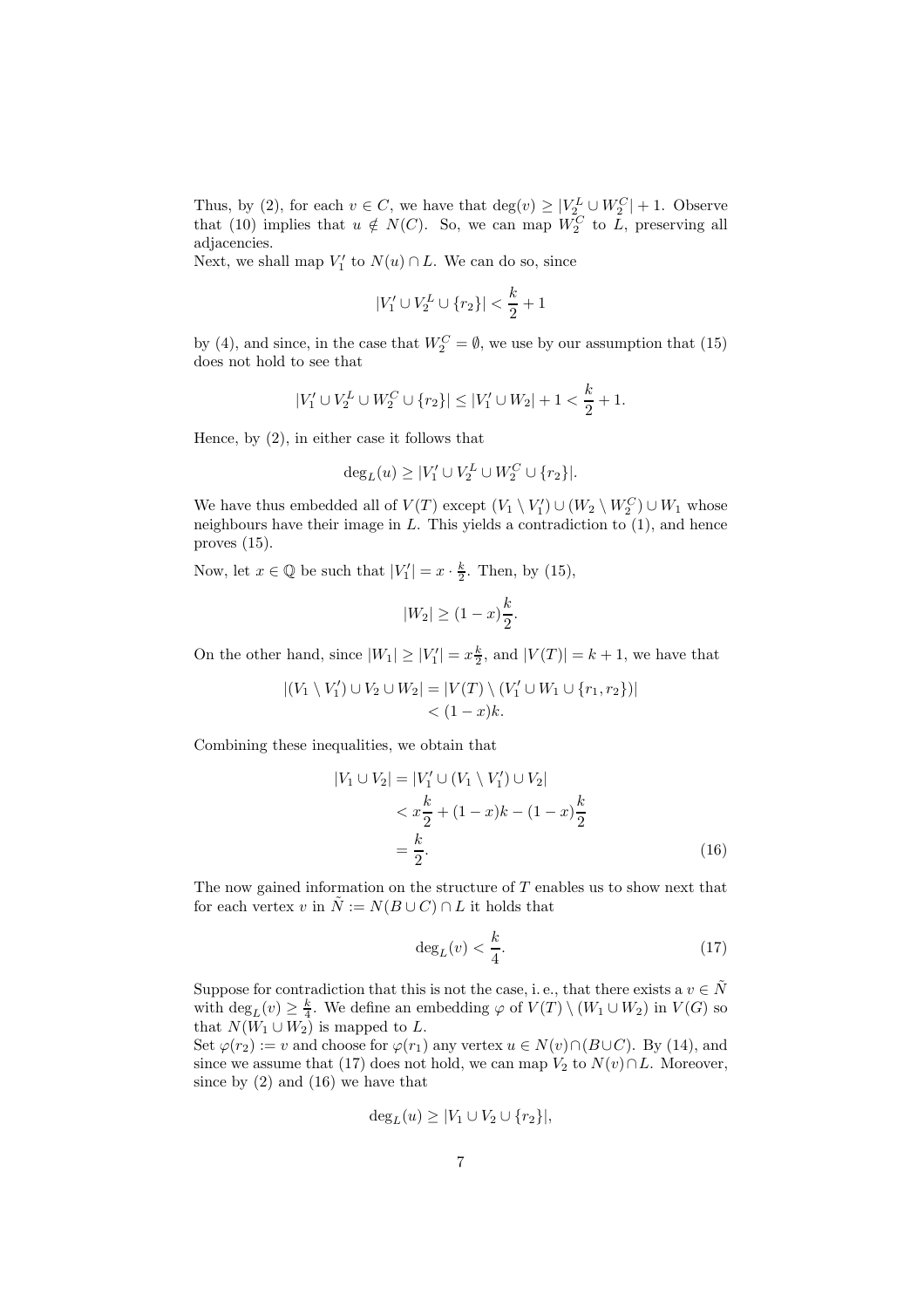Thus, by (2), for each $v \in C$, we have that $\deg(v) \geq |V_2^L \cup W_2^C| + 1$. Observe that (10) implies that $u \notin N(C)$. So, we can map $W_2^C$ to $L$, preserving all adjacencies.

Next, we shall map $V_1'$ to $N(u) \cap L$. We can do so, since

$$|V_1' \cup V_2^L \cup \{r_2\}| < \frac{k}{2} + 1$$

by (4), and since, in the case that $W_2^C = \emptyset$, we use by our assumption that (15) does not hold to see that

$$|V_1' \cup V_2^L \cup W_2^C \cup \{r_2\}| \leq |V_1' \cup W_2| + 1 < \frac{k}{2} + 1.$$

Hence, by (2), in either case it follows that

$$\deg_L(u) \geq |V_1' \cup V_2^L \cup W_2^C \cup \{r_2\}|.$$

We have thus embedded all of $V(T)$ except $(V_1 \setminus V_1') \cup (W_2 \setminus W_2^C) \cup W_1$ whose neighbours have their image in $L$. This yields a contradiction to (1), and hence proves (15).

Now, let $x \in \mathbb{Q}$ be such that $|V_1'| = x \cdot \frac{k}{2}$. Then, by (15),

$$|W_2| \geq (1-x)\frac{k}{2}.$$

On the other hand, since $|W_1| \geq |V_1'| = x\frac{k}{2}$, and $|V(T)| = k+1$, we have that

$$\begin{aligned}
|(V_1 \setminus V_1') \cup V_2 \cup W_2| &= |V(T) \setminus (V_1' \cup W_1 \cup \{r_1, r_2\})| \\
&< (1-x)k.
\end{aligned}$$

Combining these inequalities, we obtain that

$$\begin{aligned}
|V_1 \cup V_2| &= |V_1' \cup (V_1 \setminus V_1') \cup V_2| \\
&< x\frac{k}{2} + (1-x)k - (1-x)\frac{k}{2} \\
&= \frac{k}{2}.
\end{aligned} \tag{16}$$

The now gained information on the structure of $T$ enables us to show next that for each vertex $v$ in $\tilde{N} := N(B \cup C) \cap L$ it holds that

$$\deg_L(v) < \frac{k}{4}. \tag{17}$$

Suppose for contradiction that this is not the case, i. e., that there exists a $v \in \tilde{N}$ with $\deg_L(v) \geq \frac{k}{4}$. We define an embedding $\varphi$ of $V(T) \setminus (W_1 \cup W_2)$ in $V(G)$ so that $N(W_1 \cup W_2)$ is mapped to $L$.

Set $\varphi(r_2) := v$ and choose for $\varphi(r_1)$ any vertex $u \in N(v) \cap (B \cup C)$. By (14), and since we assume that (17) does not hold, we can map $V_2$ to $N(v) \cap L$. Moreover, since by (2) and (16) we have that

$$\deg_L(u) \geq |V_1 \cup V_2 \cup \{r_2\}|,$$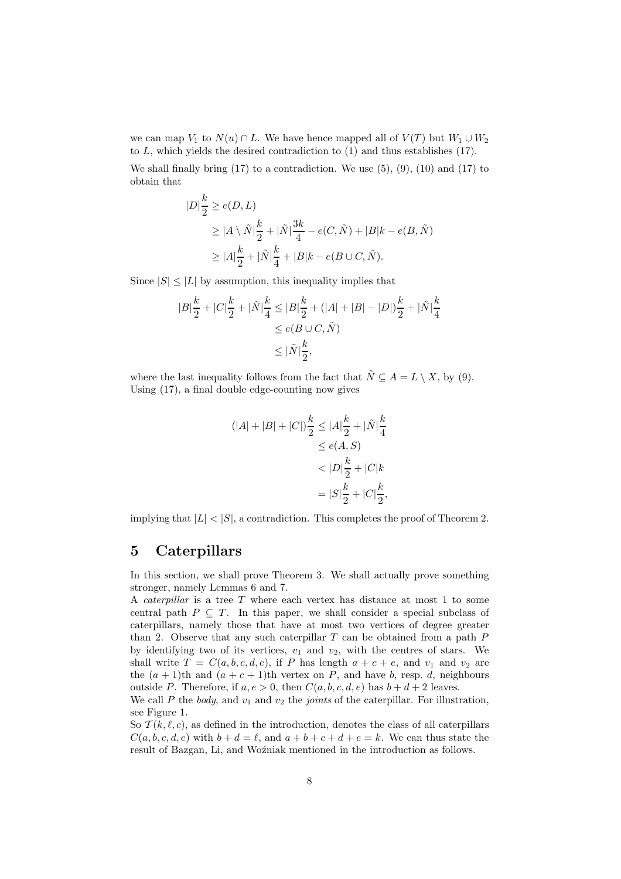we can map $V_1$ to $N(u) \cap L$. We have hence mapped all of $V(T)$ but $W_1 \cup W_2$ to $L$, which yields the desired contradiction to (1) and thus establishes (17).

We shall finally bring (17) to a contradiction. We use (5), (9), (10) and (17) to obtain that

$$
\begin{aligned}
|D|\frac{k}{2} &\geq e(D, L) \\
&\geq |A \setminus \tilde{N}|\frac{k}{2} + |\tilde{N}|\frac{3k}{4} - e(C, \tilde{N}) + |B|k - e(B, \tilde{N}) \\
&\geq |A|\frac{k}{2} + |\tilde{N}|\frac{k}{4} + |B|k - e(B \cup C, \tilde{N}).
\end{aligned}
$$

Since $|S| \leq |L|$ by assumption, this inequality implies that

$$
\begin{aligned}
|B|\frac{k}{2} + |C|\frac{k}{2} + |\tilde{N}|\frac{k}{4} &\leq |B|\frac{k}{2} + (|A| + |B| - |D|)\frac{k}{2} + |\tilde{N}|\frac{k}{4} \\
&\leq e(B \cup C, \tilde{N}) \\
&\leq |\tilde{N}|\frac{k}{2},
\end{aligned}
$$

where the last inequality follows from the fact that $\tilde{N} \subseteq A = L \setminus X$, by (9). Using (17), a final double edge-counting now gives

$$
\begin{aligned}
(|A| + |B| + |C|)\frac{k}{2} &\leq |A|\frac{k}{2} + |\tilde{N}|\frac{k}{4} \\
&\leq e(A, S) \\
&< |D|\frac{k}{2} + |C|k \\
&= |S|\frac{k}{2} + |C|\frac{k}{2},
\end{aligned}
$$

implying that $|L| < |S|$, a contradiction. This completes the proof of Theorem 2.

## 5 Caterpillars

In this section, we shall prove Theorem 3. We shall actually prove something stronger, namely Lemmas 6 and 7.

A *caterpillar* is a tree $T$ where each vertex has distance at most 1 to some central path $P \subseteq T$. In this paper, we shall consider a special subclass of caterpillars, namely those that have at most two vertices of degree greater than 2. Observe that any such caterpillar $T$ can be obtained from a path $P$ by identifying two of its vertices, $v_1$ and $v_2$, with the centres of stars. We shall write $T = C(a, b, c, d, e)$, if $P$ has length $a + c + e$, and $v_1$ and $v_2$ are the $(a + 1)$th and $(a + c + 1)$th vertex on $P$, and have $b$, resp. $d$, neighbours outside $P$. Therefore, if $a, e > 0$, then $C(a, b, c, d, e)$ has $b + d + 2$ leaves.

We call $P$ the *body*, and $v_1$ and $v_2$ the *joints* of the caterpillar. For illustration, see Figure 1.

So $\mathcal{T}(k, \ell, c)$, as defined in the introduction, denotes the class of all caterpillars $C(a, b, c, d, e)$ with $b + d = \ell$, and $a + b + c + d + e = k$. We can thus state the result of Bazgan, Li, and Woźniak mentioned in the introduction as follows.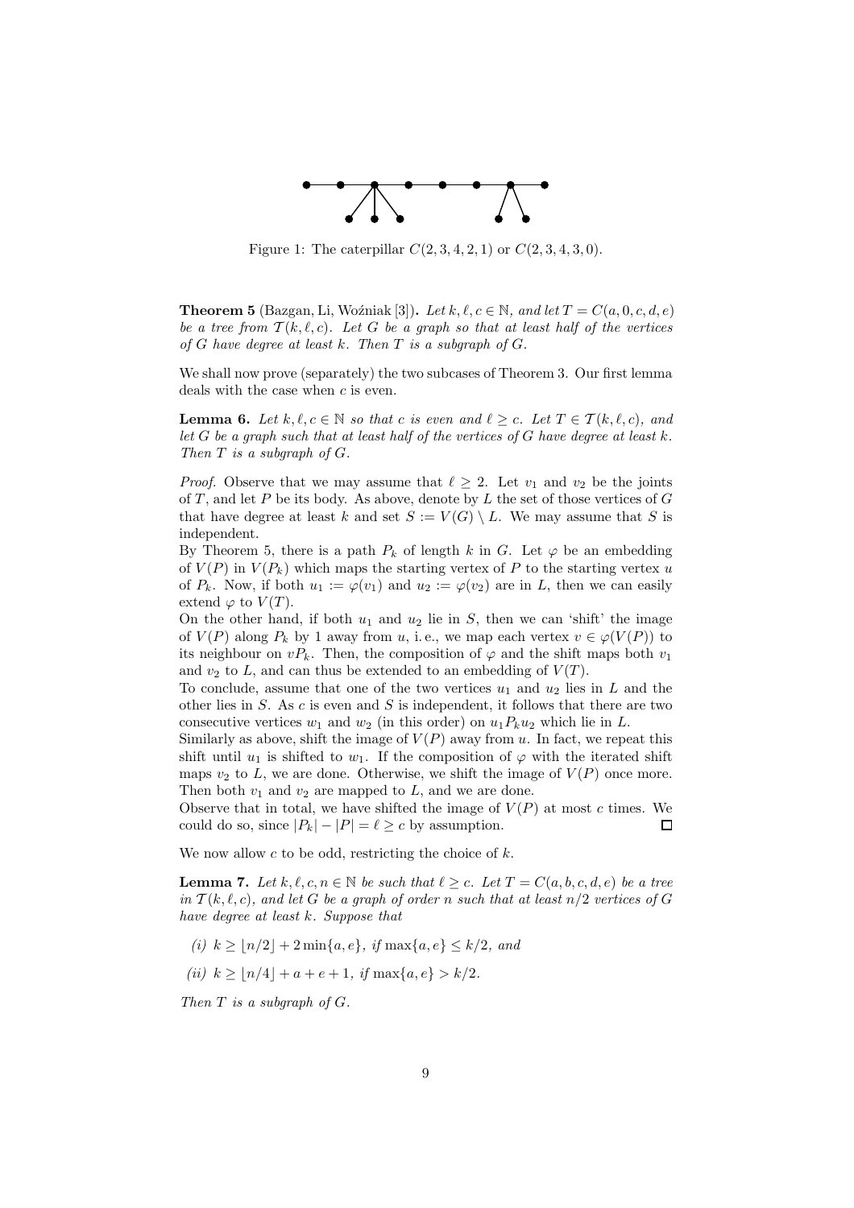Figure 1: The caterpillar $C(2,3,4,2,1)$ or $C(2,3,4,3,0)$.

**Theorem 5** (Bazgan, Li, Woźniak [3]). *Let $k, \ell, c \in \mathbb{N}$, and let $T = C(a, 0, c, d, e)$ be a tree from $\mathcal{T}(k, \ell, c)$. Let $G$ be a graph so that at least half of the vertices of $G$ have degree at least $k$. Then $T$ is a subgraph of $G$.*

We shall now prove (separately) the two subcases of Theorem 3. Our first lemma deals with the case when $c$ is even.

**Lemma 6.** *Let $k, \ell, c \in \mathbb{N}$ so that $c$ is even and $\ell \geq c$. Let $T \in \mathcal{T}(k, \ell, c)$, and let $G$ be a graph such that at least half of the vertices of $G$ have degree at least $k$. Then $T$ is a subgraph of $G$.*

*Proof.* Observe that we may assume that $\ell \geq 2$. Let $v_1$ and $v_2$ be the joints of $T$, and let $P$ be its body. As above, denote by $L$ the set of those vertices of $G$ that have degree at least $k$ and set $S := V(G) \setminus L$. We may assume that $S$ is independent.

By Theorem 5, there is a path $P_k$ of length $k$ in $G$. Let $\varphi$ be an embedding of $V(P)$ in $V(P_k)$ which maps the starting vertex of $P$ to the starting vertex $u$ of $P_k$. Now, if both $u_1 := \varphi(v_1)$ and $u_2 := \varphi(v_2)$ are in $L$, then we can easily extend $\varphi$ to $V(T)$.

On the other hand, if both $u_1$ and $u_2$ lie in $S$, then we can 'shift' the image of $V(P)$ along $P_k$ by 1 away from $u$, i. e., we map each vertex $v \in \varphi(V(P))$ to its neighbour on $vP_k$. Then, the composition of $\varphi$ and the shift maps both $v_1$ and $v_2$ to $L$, and can thus be extended to an embedding of $V(T)$.

To conclude, assume that one of the two vertices $u_1$ and $u_2$ lies in $L$ and the other lies in $S$. As $c$ is even and $S$ is independent, it follows that there are two consecutive vertices $w_1$ and $w_2$ (in this order) on $u_1P_ku_2$ which lie in $L$.

Similarly as above, shift the image of $V(P)$ away from $u$. In fact, we repeat this shift until $u_1$ is shifted to $w_1$. If the composition of $\varphi$ with the iterated shift maps $v_2$ to $L$, we are done. Otherwise, we shift the image of $V(P)$ once more. Then both $v_1$ and $v_2$ are mapped to $L$, and we are done.

Observe that in total, we have shifted the image of $V(P)$ at most $c$ times. We could do so, since $|P_k| - |P| = \ell \geq c$ by assumption. $\square$

We now allow $c$ to be odd, restricting the choice of $k$.

**Lemma 7.** *Let $k, \ell, c, n \in \mathbb{N}$ be such that $\ell \geq c$. Let $T = C(a, b, c, d, e)$ be a tree in $\mathcal{T}(k, \ell, c)$, and let $G$ be a graph of order $n$ such that at least $n/2$ vertices of $G$ have degree at least $k$. Suppose that*

*(i) $k \geq \lfloor n/2 \rfloor + 2\min\{a, e\}$, if $\max\{a, e\} \leq k/2$, and*

*(ii) $k \geq \lfloor n/4 \rfloor + a + e + 1$, if $\max\{a, e\} > k/2$.*

*Then $T$ is a subgraph of $G$.*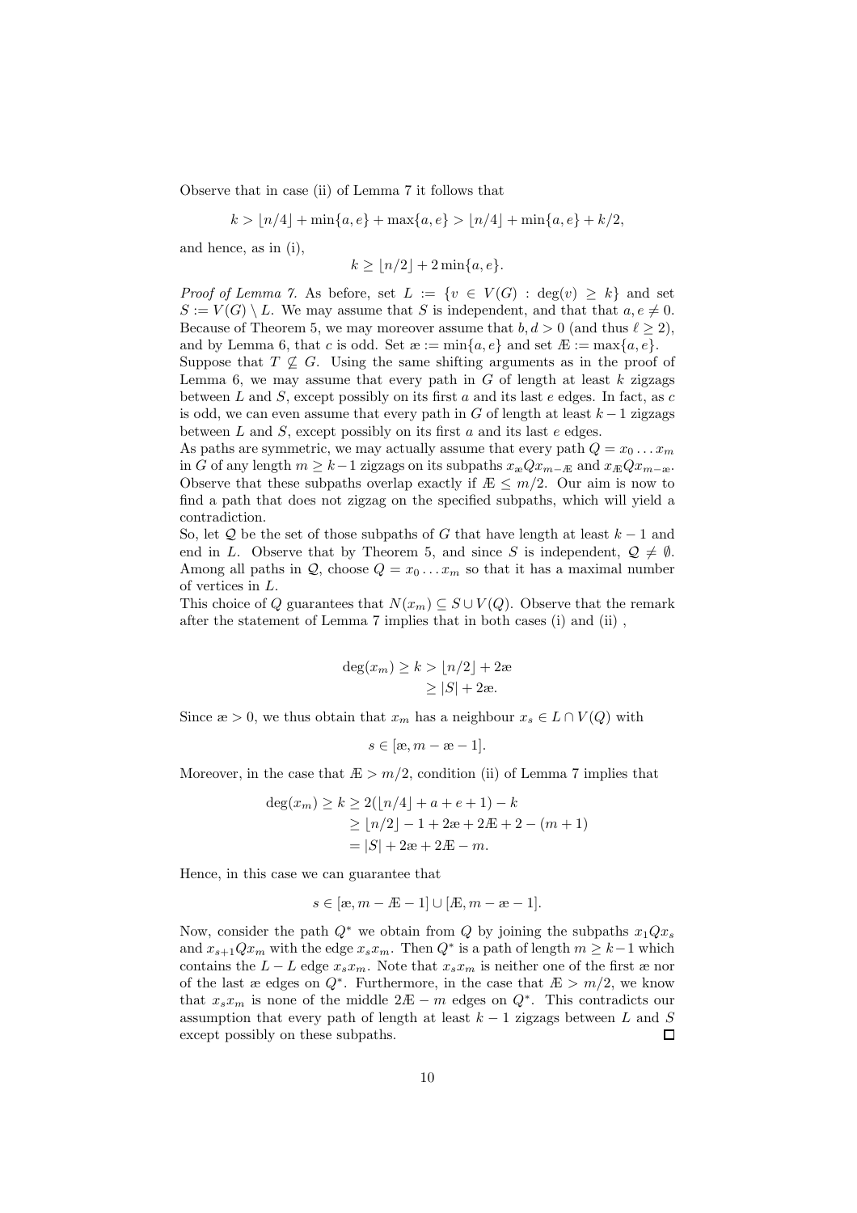Observe that in case (ii) of Lemma 7 it follows that

$$k > \lfloor n/4 \rfloor + \min\{a, e\} + \max\{a, e\} > \lfloor n/4 \rfloor + \min\{a, e\} + k/2,$$

and hence, as in (i),

$$k \geq \lfloor n/2 \rfloor + 2\min\{a, e\}.$$

*Proof of Lemma 7.* As before, set $L := \{v \in V(G) : \deg(v) \geq k\}$ and set $S := V(G) \setminus L$. We may assume that $S$ is independent, and that that $a, e \neq 0$. Because of Theorem 5, we may moreover assume that $b, d > 0$ (and thus $\ell \geq 2$), and by Lemma 6, that $c$ is odd. Set $æ := \min\{a, e\}$ and set $Æ := \max\{a, e\}$.

Suppose that $T \not\subseteq G$. Using the same shifting arguments as in the proof of Lemma 6, we may assume that every path in $G$ of length at least $k$ zigzags between $L$ and $S$, except possibly on its first $a$ and its last $e$ edges. In fact, as $c$ is odd, we can even assume that every path in $G$ of length at least $k-1$ zigzags between $L$ and $S$, except possibly on its first $a$ and its last $e$ edges.

As paths are symmetric, we may actually assume that every path $Q = x_0 \dots x_m$ in $G$ of any length $m \geq k-1$ zigzags on its subpaths $x_{æ}Qx_{m-Æ}$ and $x_{Æ}Qx_{m-æ}$. Observe that these subpaths overlap exactly if $Æ \leq m/2$. Our aim is now to find a path that does not zigzag on the specified subpaths, which will yield a contradiction.

So, let $\mathcal{Q}$ be the set of those subpaths of $G$ that have length at least $k-1$ and end in $L$. Observe that by Theorem 5, and since $S$ is independent, $\mathcal{Q} \neq \emptyset$. Among all paths in $\mathcal{Q}$, choose $Q = x_0 \dots x_m$ so that it has a maximal number of vertices in $L$.

This choice of $Q$ guarantees that $N(x_m) \subseteq S \cup V(Q)$. Observe that the remark after the statement of Lemma 7 implies that in both cases (i) and (ii) ,

$$\begin{aligned}\deg(x_m) \geq k &> \lfloor n/2 \rfloor + 2æ \\ &\geq |S| + 2æ.\end{aligned}$$

Since $æ > 0$, we thus obtain that $x_m$ has a neighbour $x_s \in L \cap V(Q)$ with

$$s \in [æ, m - æ - 1].$$

Moreover, in the case that $Æ > m/2$, condition (ii) of Lemma 7 implies that

$$\begin{aligned}\deg(x_m) \geq k &\geq 2(\lfloor n/4 \rfloor + a + e + 1) - k \\ &\geq \lfloor n/2 \rfloor - 1 + 2æ + 2Æ + 2 - (m+1) \\ &= |S| + 2æ + 2Æ - m.\end{aligned}$$

Hence, in this case we can guarantee that

$$s \in [æ, m - Æ - 1] \cup [Æ, m - æ - 1].$$

Now, consider the path $Q^*$ we obtain from $Q$ by joining the subpaths $x_1Qx_s$ and $x_{s+1}Qx_m$ with the edge $x_sx_m$. Then $Q^*$ is a path of length $m \geq k-1$ which contains the $L-L$ edge $x_sx_m$. Note that $x_sx_m$ is neither one of the first $æ$ nor of the last $æ$ edges on $Q^*$. Furthermore, in the case that $Æ > m/2$, we know that $x_sx_m$ is none of the middle $2Æ - m$ edges on $Q^*$. This contradicts our assumption that every path of length at least $k-1$ zigzags between $L$ and $S$ except possibly on these subpaths. $\square$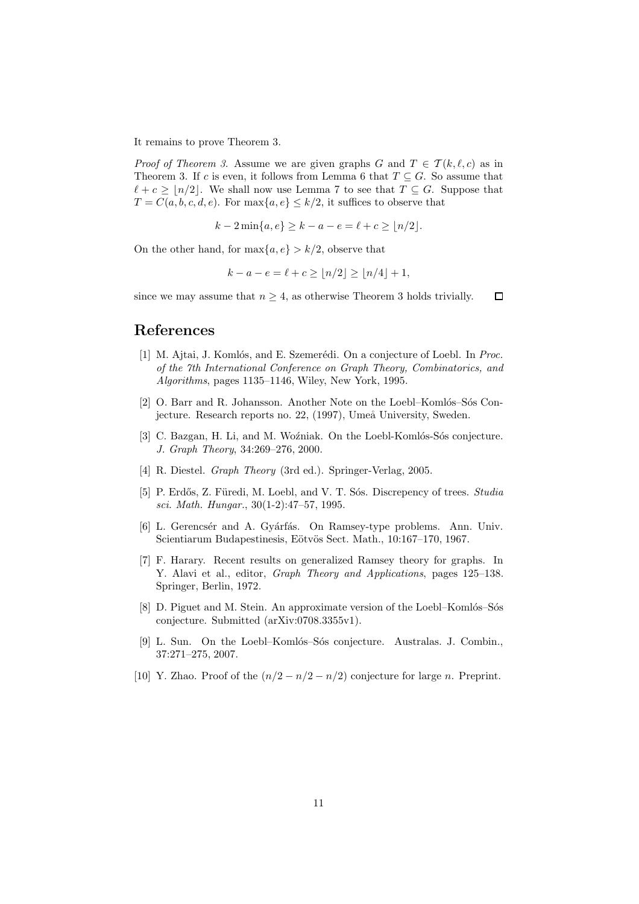It remains to prove Theorem 3.

*Proof of Theorem 3.* Assume we are given graphs $G$ and $T \in \mathcal{T}(k, \ell, c)$ as in Theorem 3. If $c$ is even, it follows from Lemma 6 that $T \subseteq G$. So assume that $\ell + c \geq \lfloor n/2 \rfloor$. We shall now use Lemma 7 to see that $T \subseteq G$. Suppose that $T = C(a, b, c, d, e)$. For $\max\{a, e\} \leq k/2$, it suffices to observe that

$$k - 2\min\{a, e\} \geq k - a - e = \ell + c \geq \lfloor n/2 \rfloor.$$

On the other hand, for $\max\{a, e\} > k/2$, observe that

$$k - a - e = \ell + c \geq \lfloor n/2 \rfloor \geq \lfloor n/4 \rfloor + 1,$$

since we may assume that $n \geq 4$, as otherwise Theorem 3 holds trivially. □

## References

[1] M. Ajtai, J. Komlós, and E. Szemerédi. On a conjecture of Loebl. In *Proc. of the 7th International Conference on Graph Theory, Combinatorics, and Algorithms*, pages 1135–1146, Wiley, New York, 1995.

[2] O. Barr and R. Johansson. Another Note on the Loebl–Komlós–Sós Conjecture. Research reports no. 22, (1997), Umeå University, Sweden.

[3] C. Bazgan, H. Li, and M. Woźniak. On the Loebl-Komlós-Sós conjecture. *J. Graph Theory*, 34:269–276, 2000.

[4] R. Diestel. *Graph Theory* (3rd ed.). Springer-Verlag, 2005.

[5] P. Erdős, Z. Füredi, M. Loebl, and V. T. Sós. Discrepency of trees. *Studia sci. Math. Hungar.*, 30(1-2):47–57, 1995.

[6] L. Gerencsér and A. Gyárfás. On Ramsey-type problems. Ann. Univ. Scientiarum Budapestinesis, Eötvös Sect. Math., 10:167–170, 1967.

[7] F. Harary. Recent results on generalized Ramsey theory for graphs. In Y. Alavi et al., editor, *Graph Theory and Applications*, pages 125–138. Springer, Berlin, 1972.

[8] D. Piguet and M. Stein. An approximate version of the Loebl–Komlós–Sós conjecture. Submitted (arXiv:0708.3355v1).

[9] L. Sun. On the Loebl–Komlós–Sós conjecture. Australas. J. Combin., 37:271–275, 2007.

[10] Y. Zhao. Proof of the $(n/2 - n/2 - n/2)$ conjecture for large $n$. Preprint.